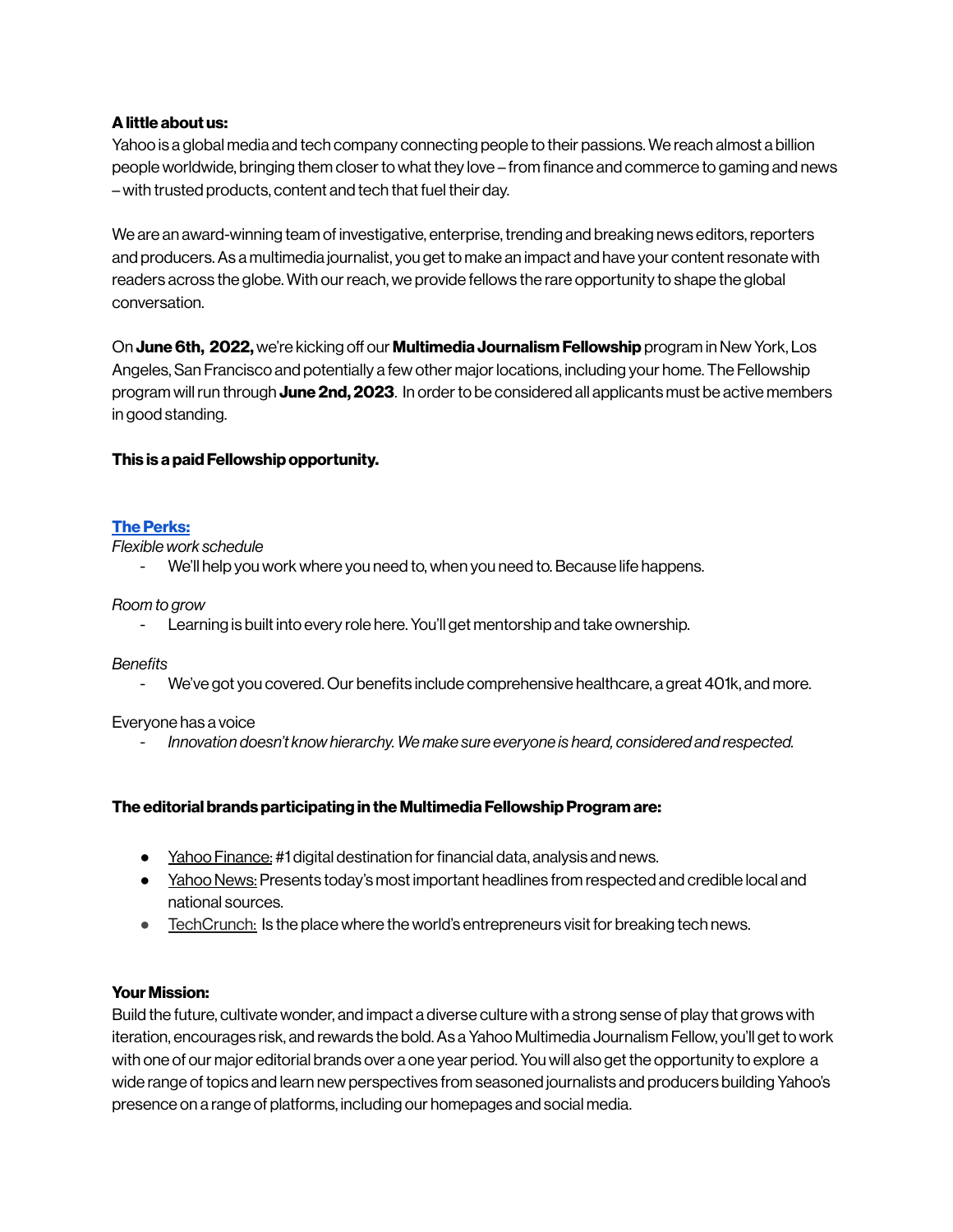**A little about us:**

Yahoo is a global media and tech company connecting people to their passions. We reach almost a billion people worldwide, bringing them closer to what they love – from finance and commerce to gaming and news – with trusted products, content and tech that fuel their day.

We are an award-winning team of investigative, enterprise, trending and breaking news editors, reporters and producers. As a multimedia journalist, you get to make an impact and have your content resonate with readers across the globe. With our reach, we provide fellows the rare opportunity to shape the global conversation.

On **June 6th, 2022,** we're kicking off our **Multimedia Journalism Fellowship** program in New York, Los Angeles, San Francisco and potentially a few other major locations, including your home. The Fellowship program will run through **June 2nd, 2023**. In order to be considered all applicants must be active members in good standing.

**This is a paid Fellowship opportunity.**

**The Perks:**

*Flexible work schedule*

- We'll help you work where you need to, when you need to. Because life happens.

*Room to grow*

- Learning is built into every role here. You'll get mentorship and take ownership.

*Benefits*

- We've got you covered. Our benefits include comprehensive healthcare, a great 401k, and more.

Everyone has a voice

- *Innovation doesn't know hierarchy. We make sure everyone is heard, considered and respected.*

**The editorial brands participating in the Multimedia Fellowship Program are:**

- Yahoo Finance: #1 digital destination for financial data, analysis and news.
- Yahoo News: Presents today's most important headlines from respected and credible local and national sources.
- TechCrunch: Is the place where the world's entrepreneurs visit for breaking tech news.

**Your Mission:**

Build the future, cultivate wonder, and impact a diverse culture with a strong sense of play that grows with iteration, encourages risk, and rewards the bold. As a Yahoo Multimedia Journalism Fellow, you'll get to work with one of our major editorial brands over a one year period. You will also get the opportunity to explore a wide range of topics and learn new perspectives from seasoned journalists and producers building Yahoo's presence on a range of platforms, including our homepages and social media.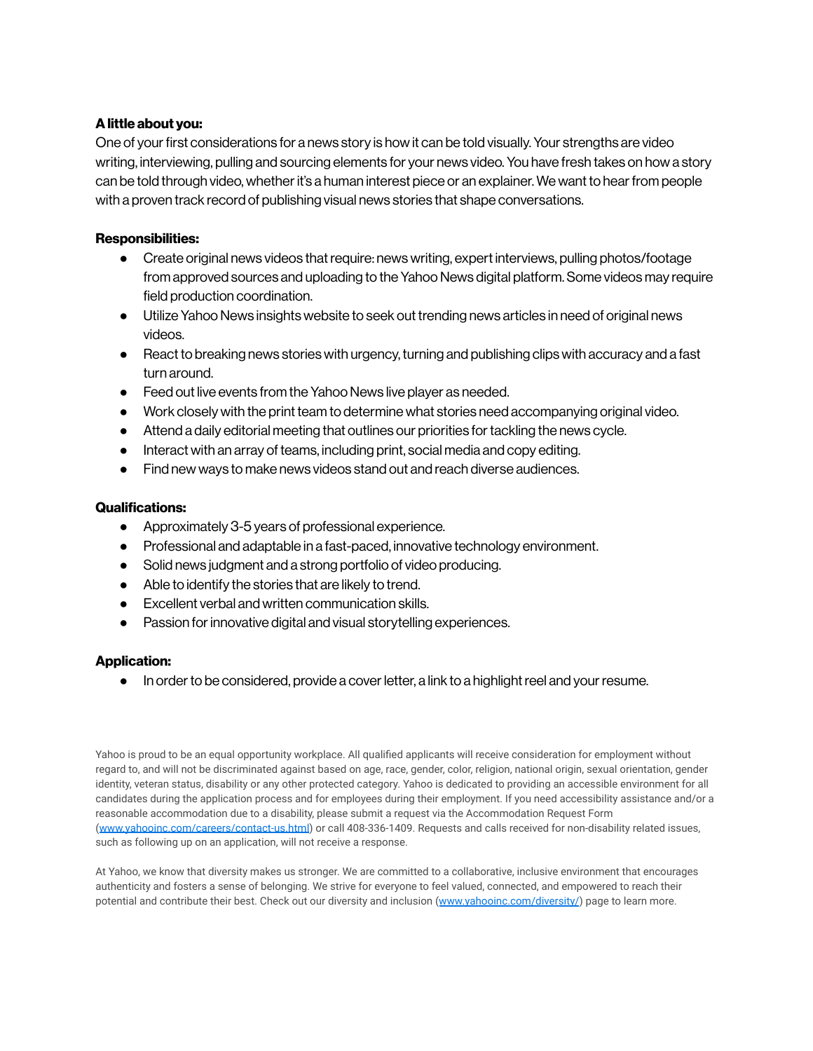**A little about you:**

One of your first considerations for a news story is how it can be told visually. Your strengths are video writing, interviewing, pulling and sourcing elements for your news video. You have fresh takes on how a story can be told through video, whether it's a human interest piece or an explainer. We want to hear from people with a proven track record of publishing visual news stories that shape conversations.

**Responsibilities:**

- Create original news videos that require: news writing, expert interviews, pulling photos/footage from approved sources and uploading to the Yahoo News digital platform. Some videos may require field production coordination.
- Utilize Yahoo News insights website to seek out trending news articles in need of original news videos.
- React to breaking news stories with urgency, turning and publishing clips with accuracy and a fast turn around.
- Feed out live events from the Yahoo News live player as needed.
- Work closely with the print team to determine what stories need accompanying original video.
- Attend a daily editorial meeting that outlines our priorities for tackling the news cycle.
- Interact with an array of teams, including print, social media and copy editing.
- Find new ways to make news videos stand out and reach diverse audiences.

**Qualifications:**

- Approximately 3-5 years of professional experience.
- Professional and adaptable in a fast-paced, innovative technology environment.
- Solid news judgment and a strong portfolio of video producing.
- Able to identify the stories that are likely to trend.
- Excellent verbal and written communication skills.
- Passion for innovative digital and visual storytelling experiences.

**Application:**

- In order to be considered, provide a cover letter, a link to a highlight reel and your resume.

Yahoo is proud to be an equal opportunity workplace. All qualified applicants will receive consideration for employment without regard to, and will not be discriminated against based on age, race, gender, color, religion, national origin, sexual orientation, gender identity, veteran status, disability or any other protected category. Yahoo is dedicated to providing an accessible environment for all candidates during the application process and for employees during their employment. If you need accessibility assistance and/or a reasonable accommodation due to a disability, please submit a request via the Accommodation Request Form (www.yahooinc.com/careers/contact-us.html) or call 408-336-1409. Requests and calls received for non-disability related issues, such as following up on an application, will not receive a response.

At Yahoo, we know that diversity makes us stronger. We are committed to a collaborative, inclusive environment that encourages authenticity and fosters a sense of belonging. We strive for everyone to feel valued, connected, and empowered to reach their potential and contribute their best. Check out our diversity and inclusion (www.yahooinc.com/diversity/) page to learn more.